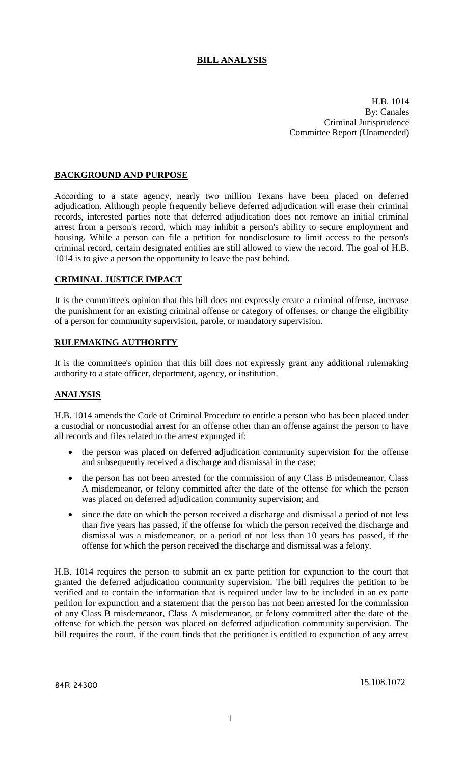# BILL ANALYSIS

H.B. 1014
By: Canales
Criminal Jurisprudence
Committee Report (Unamended)

## BACKGROUND AND PURPOSE

According to a state agency, nearly two million Texans have been placed on deferred adjudication. Although people frequently believe deferred adjudication will erase their criminal records, interested parties note that deferred adjudication does not remove an initial criminal arrest from a person's record, which may inhibit a person's ability to secure employment and housing. While a person can file a petition for nondisclosure to limit access to the person's criminal record, certain designated entities are still allowed to view the record. The goal of H.B. 1014 is to give a person the opportunity to leave the past behind.

## CRIMINAL JUSTICE IMPACT

It is the committee's opinion that this bill does not expressly create a criminal offense, increase the punishment for an existing criminal offense or category of offenses, or change the eligibility of a person for community supervision, parole, or mandatory supervision.

## RULEMAKING AUTHORITY

It is the committee's opinion that this bill does not expressly grant any additional rulemaking authority to a state officer, department, agency, or institution.

## ANALYSIS

H.B. 1014 amends the Code of Criminal Procedure to entitle a person who has been placed under a custodial or noncustodial arrest for an offense other than an offense against the person to have all records and files related to the arrest expunged if:

- the person was placed on deferred adjudication community supervision for the offense and subsequently received a discharge and dismissal in the case;
- the person has not been arrested for the commission of any Class B misdemeanor, Class A misdemeanor, or felony committed after the date of the offense for which the person was placed on deferred adjudication community supervision; and
- since the date on which the person received a discharge and dismissal a period of not less than five years has passed, if the offense for which the person received the discharge and dismissal was a misdemeanor, or a period of not less than 10 years has passed, if the offense for which the person received the discharge and dismissal was a felony.

H.B. 1014 requires the person to submit an ex parte petition for expunction to the court that granted the deferred adjudication community supervision. The bill requires the petition to be verified and to contain the information that is required under law to be included in an ex parte petition for expunction and a statement that the person has not been arrested for the commission of any Class B misdemeanor, Class A misdemeanor, or felony committed after the date of the offense for which the person was placed on deferred adjudication community supervision. The bill requires the court, if the court finds that the petitioner is entitled to expunction of any arrest

84R 24300 15.108.1072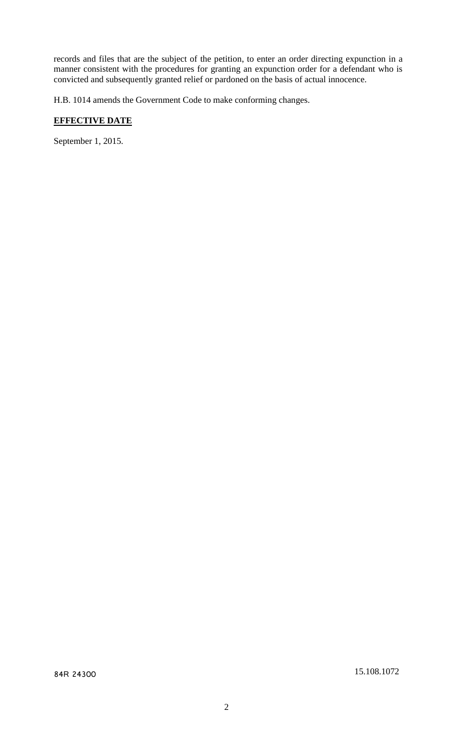records and files that are the subject of the petition, to enter an order directing expunction in a manner consistent with the procedures for granting an expunction order for a defendant who is convicted and subsequently granted relief or pardoned on the basis of actual innocence.

H.B. 1014 amends the Government Code to make conforming changes.

**EFFECTIVE DATE**

September 1, 2015.

84R 24300 15.108.1072